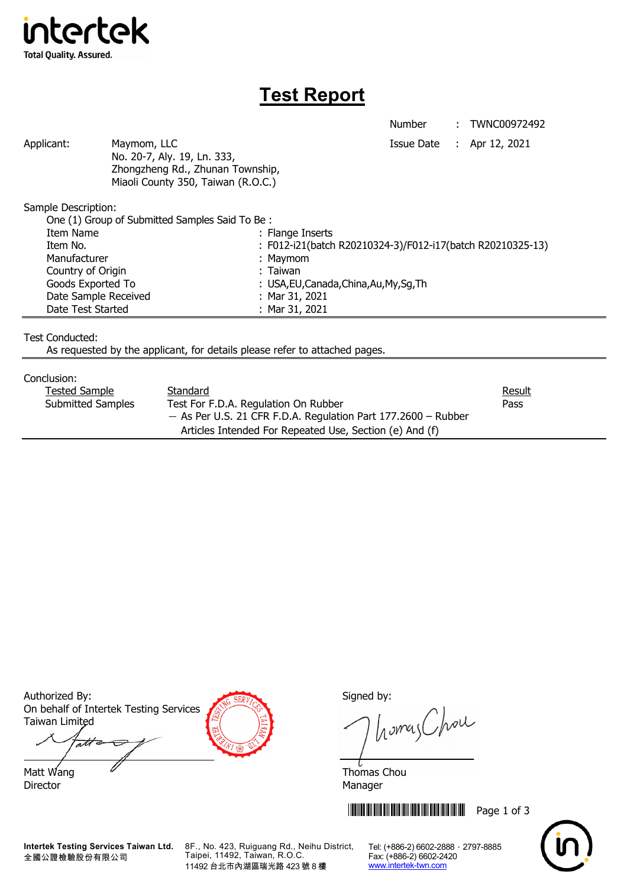intertek
Total Quality. Assured.

# Test Report

Number : TWNC00972492

Issue Date : Apr 12, 2021

Applicant: Maymom, LLC
No. 20-7, Aly. 19, Ln. 333,
Zhongzheng Rd., Zhunan Township,
Miaoli County 350, Taiwan (R.O.C.)

Sample Description:
One (1) Group of Submitted Samples Said To Be :

| | |
|---|---|
| Item Name | : Flange Inserts |
| Item No. | : F012-i21(batch R20210324-3)/F012-i17(batch R20210325-13) |
| Manufacturer | : Maymom |
| Country of Origin | : Taiwan |
| Goods Exported To | : USA,EU,Canada,China,Au,My,Sg,Th |
| Date Sample Received | : Mar 31, 2021 |
| Date Test Started | : Mar 31, 2021 |

Test Conducted:
As requested by the applicant, for details please refer to attached pages.

Conclusion:

| Tested Sample | Standard | Result |
|---|---|---|
| Submitted Samples | Test For F.D.A. Regulation On Rubber — As Per U.S. 21 CFR F.D.A. Regulation Part 177.2600 – Rubber Articles Intended For Repeated Use, Section (e) And (f) | Pass |

Authorized By:
On behalf of Intertek Testing Services Taiwan Limited

Matt Wang
Director

Signed by:

Thomas Chou
Manager

**Intertek Testing Services Taiwan Ltd.**
全國公證檢驗股份有限公司
8F., No. 423, Ruiguang Rd., Neihu District, Taipei, 11492, Taiwan, R.O.C.
11492 台北市內湖區瑞光路 423 號 8 樓
Tel: (+886-2) 6602-2888 · 2797-8885
Fax: (+886-2) 6602-2420
www.intertek-twn.com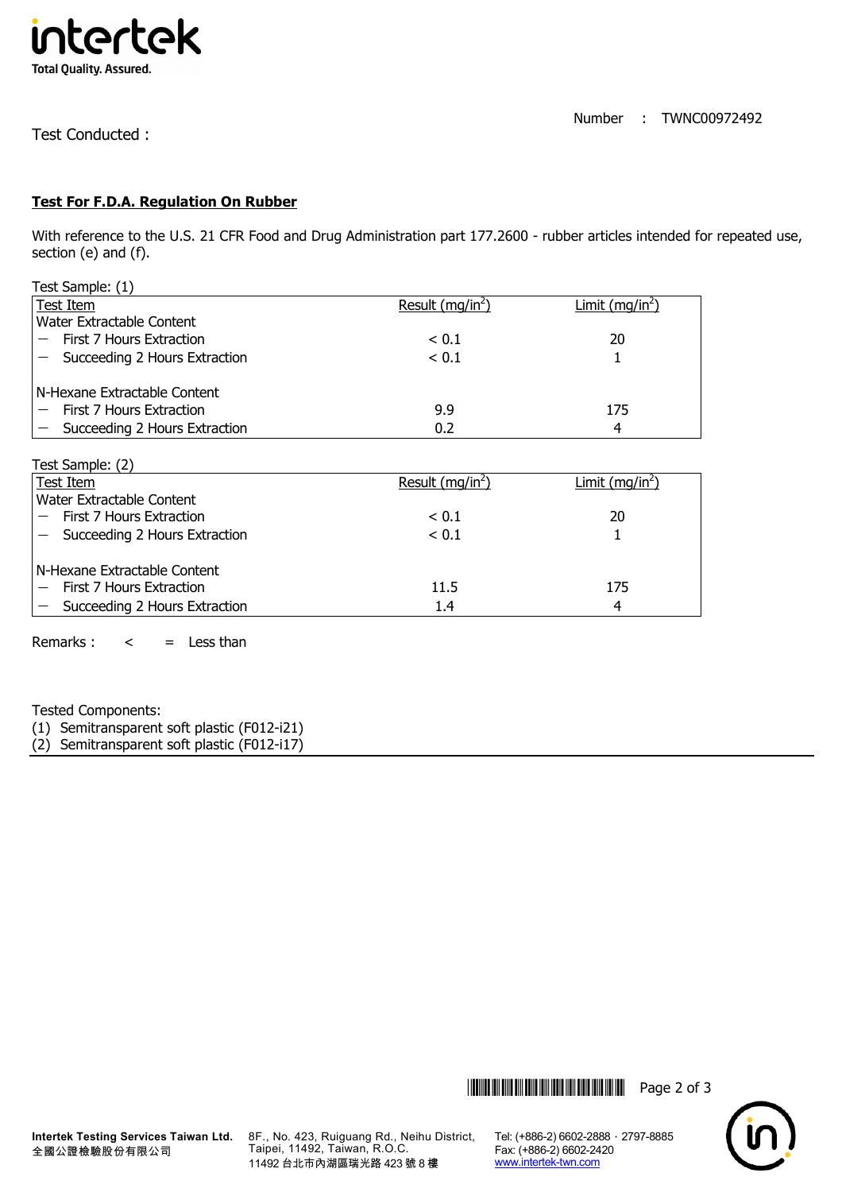Number : TWNC00972492

Test Conducted :

**Test For F.D.A. Regulation On Rubber**

With reference to the U.S. 21 CFR Food and Drug Administration part 177.2600 - rubber articles intended for repeated use, section (e) and (f).

Test Sample: (1)

| Test Item | Result ($mg/in^2$) | Limit ($mg/in^2$) |
|---|---|---|
| Water Extractable Content | | |
| — First 7 Hours Extraction | < 0.1 | 20 |
| — Succeeding 2 Hours Extraction | < 0.1 | 1 |
| N-Hexane Extractable Content | | |
| — First 7 Hours Extraction | 9.9 | 175 |
| — Succeeding 2 Hours Extraction | 0.2 | 4 |

Test Sample: (2)

| Test Item | Result ($mg/in^2$) | Limit ($mg/in^2$) |
|---|---|---|
| Water Extractable Content | | |
| — First 7 Hours Extraction | < 0.1 | 20 |
| — Succeeding 2 Hours Extraction | < 0.1 | 1 |
| N-Hexane Extractable Content | | |
| — First 7 Hours Extraction | 11.5 | 175 |
| — Succeeding 2 Hours Extraction | 1.4 | 4 |

Remarks : < = Less than

Tested Components:
(1) Semitransparent soft plastic (F012-i21)
(2) Semitransparent soft plastic (F012-i17)

Intertek Testing Services Taiwan Ltd.
全國公證檢驗股份有限公司

8F., No. 423, Ruiguang Rd., Neihu District, Taipei, 11492, Taiwan, R.O.C.
11492 台北市內湖區瑞光路 423 號 8 樓

Tel: (+886-2) 6602-2888 · 2797-8885
Fax: (+886-2) 6602-2420
www.intertek-twn.com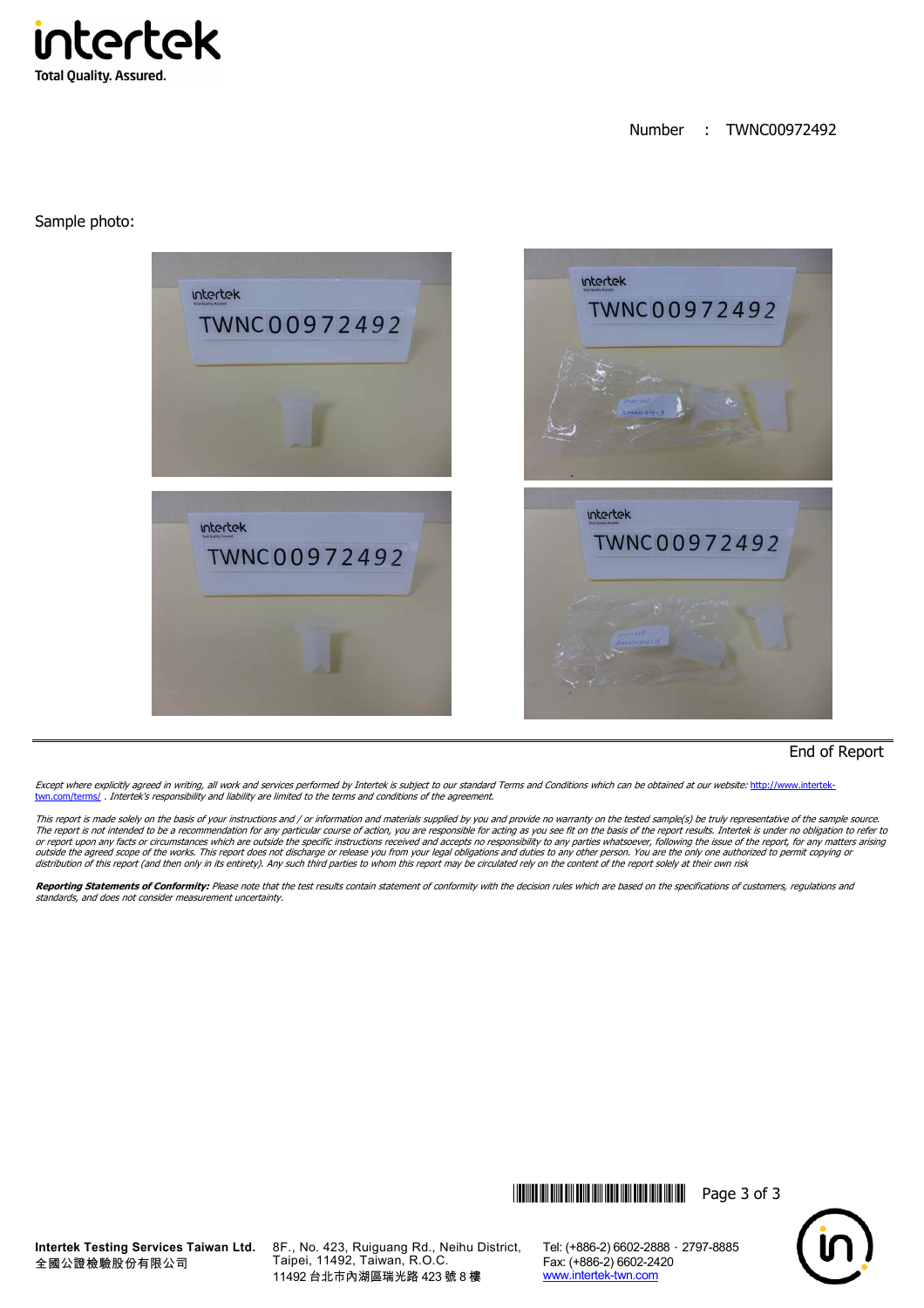Number : TWNC00972492

Sample photo:

End of Report

*Except where explicitly agreed in writing, all work and services performed by Intertek is subject to our standard Terms and Conditions which can be obtained at our website: http://www.intertek-twn.com/terms/ . Intertek's responsibility and liability are limited to the terms and conditions of the agreement.*

*This report is made solely on the basis of your instructions and / or information and materials supplied by you and provide no warranty on the tested sample(s) be truly representative of the sample source. The report is not intended to be a recommendation for any particular course of action, you are responsible for acting as you see fit on the basis of the report results. Intertek is under no obligation to refer to or report upon any facts or circumstances which are outside the specific instructions received and accepts no responsibility to any parties whatsoever, following the issue of the report, for any matters arising outside the agreed scope of the works. This report does not discharge or release you from your legal obligations and duties to any other person. You are the only one authorized to permit copying or distribution of this report (and then only in its entirety). Any such third parties to whom this report may be circulated rely on the content of the report solely at their own risk*

***Reporting Statements of Conformity:*** *Please note that the test results contain statement of conformity with the decision rules which are based on the specifications of customers, regulations and standards, and does not consider measurement uncertainty.*

**Intertek Testing Services Taiwan Ltd.**
全國公證檢驗股份有限公司

8F., No. 423, Ruiguang Rd., Neihu District, Taipei, 11492, Taiwan, R.O.C.
11492 台北市內湖區瑞光路 423 號 8 樓

Tel: (+886-2) 6602-2888 · 2797-8885
Fax: (+886-2) 6602-2420
www.intertek-twn.com